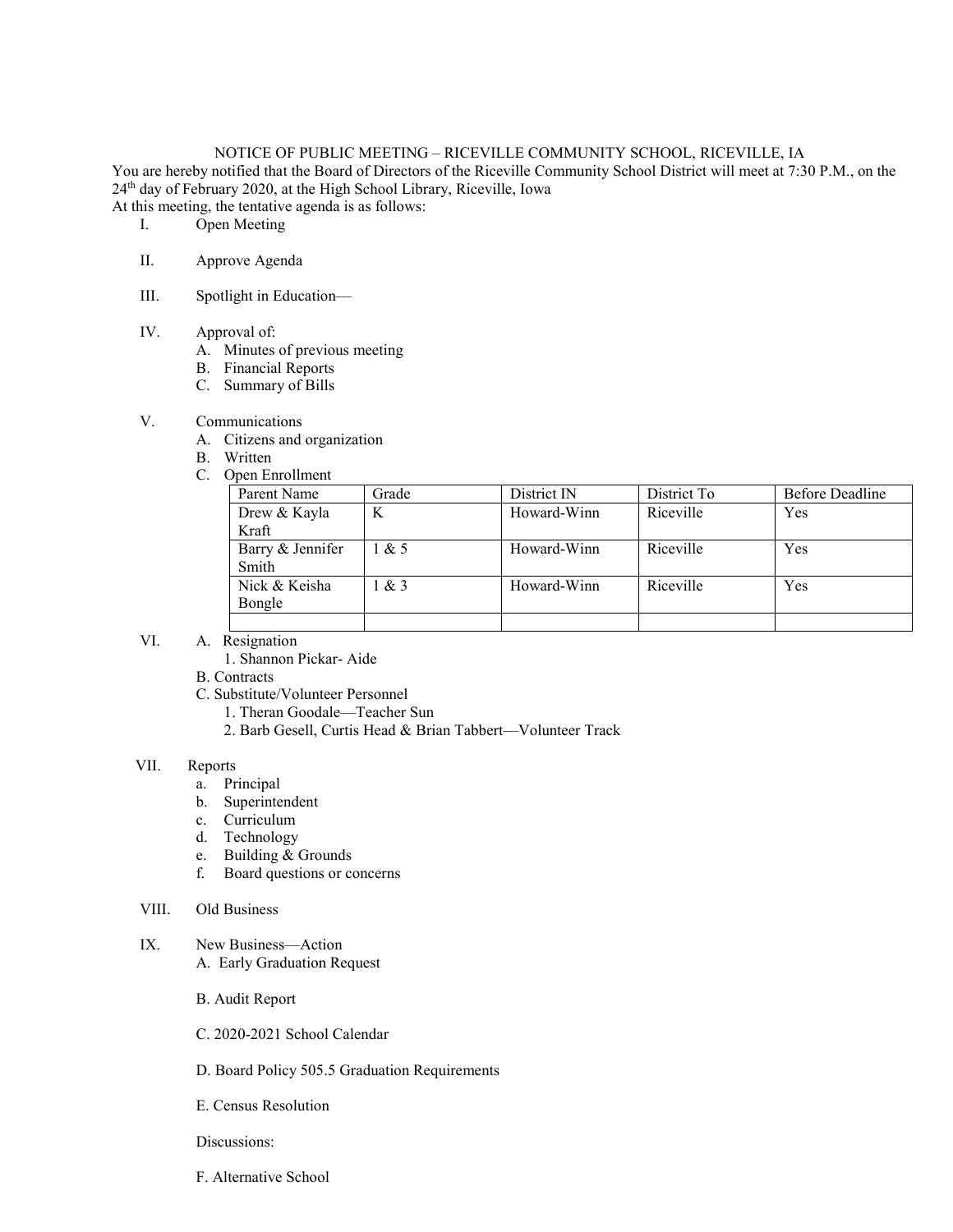NOTICE OF PUBLIC MEETING – RICEVILLE COMMUNITY SCHOOL, RICEVILLE, IA

You are hereby notified that the Board of Directors of the Riceville Community School District will meet at 7:30 P.M., on the 24th day of February 2020, at the High School Library, Riceville, Iowa

At this meeting, the tentative agenda is as follows:

I. Open Meeting

II. Approve Agenda

III. Spotlight in Education—

IV. Approval of:
   A. Minutes of previous meeting
   B. Financial Reports
   C. Summary of Bills

V. Communications
   A. Citizens and organization
   B. Written
   C. Open Enrollment

| Parent Name | Grade | District IN | District To | Before Deadline |
|---|---|---|---|---|
| Drew & Kayla Kraft | K | Howard-Winn | Riceville | Yes |
| Barry & Jennifer Smith | 1 & 5 | Howard-Winn | Riceville | Yes |
| Nick & Keisha Bongle | 1 & 3 | Howard-Winn | Riceville | Yes |
| | | | | |

VI. A. Resignation
      1. Shannon Pickar- Aide
   B. Contracts
   C. Substitute/Volunteer Personnel
      1. Theran Goodale—Teacher Sun
      2. Barb Gesell, Curtis Head & Brian Tabbert—Volunteer Track

VII. Reports
   a. Principal
   b. Superintendent
   c. Curriculum
   d. Technology
   e. Building & Grounds
   f. Board questions or concerns

VIII. Old Business

IX. New Business—Action
   A. Early Graduation Request

   B. Audit Report

   C. 2020-2021 School Calendar

   D. Board Policy 505.5 Graduation Requirements

   E. Census Resolution

   Discussions:

   F. Alternative School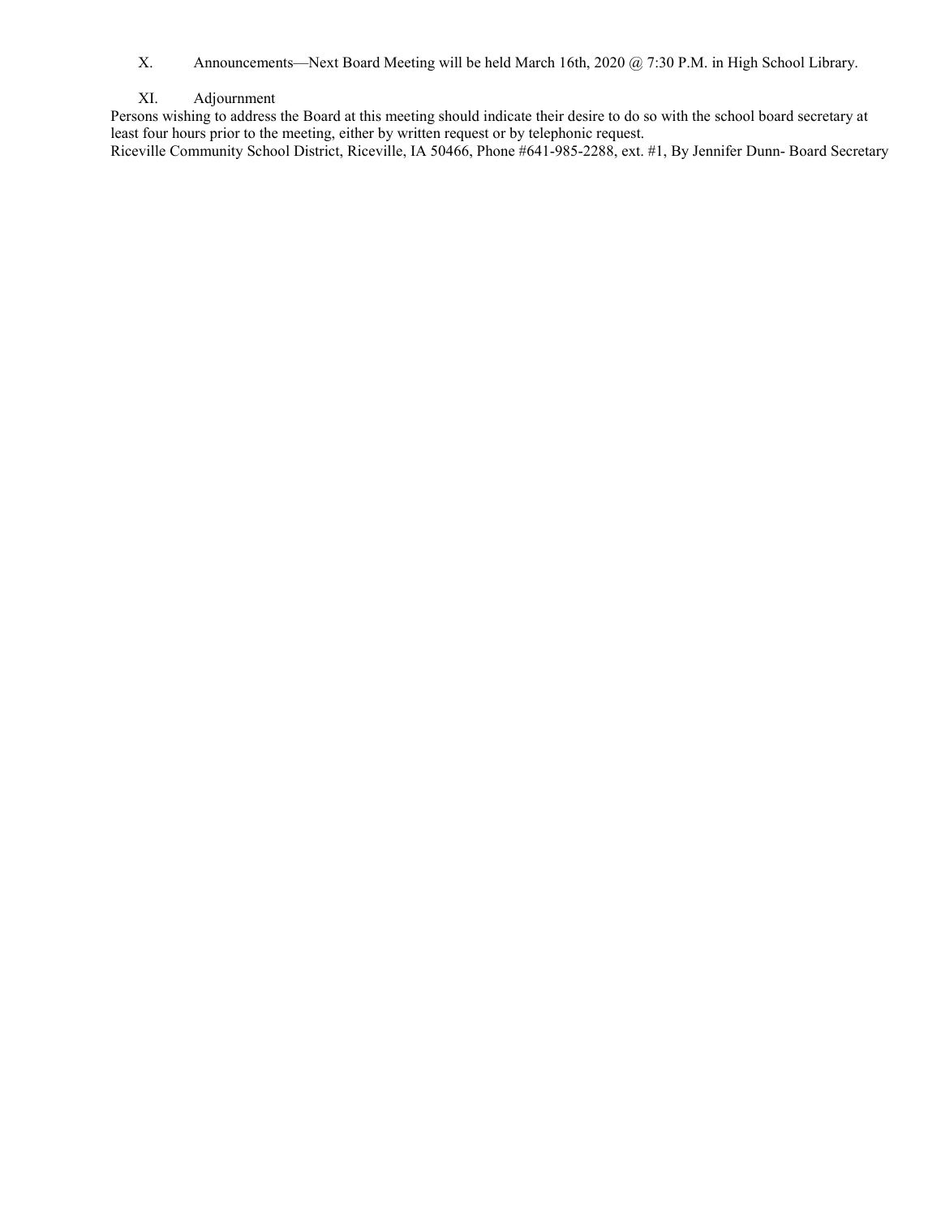X. Announcements—Next Board Meeting will be held March 16th, 2020 @ 7:30 P.M. in High School Library.

XI. Adjournment

Persons wishing to address the Board at this meeting should indicate their desire to do so with the school board secretary at least four hours prior to the meeting, either by written request or by telephonic request.

Riceville Community School District, Riceville, IA 50466, Phone #641-985-2288, ext. #1, By Jennifer Dunn- Board Secretary